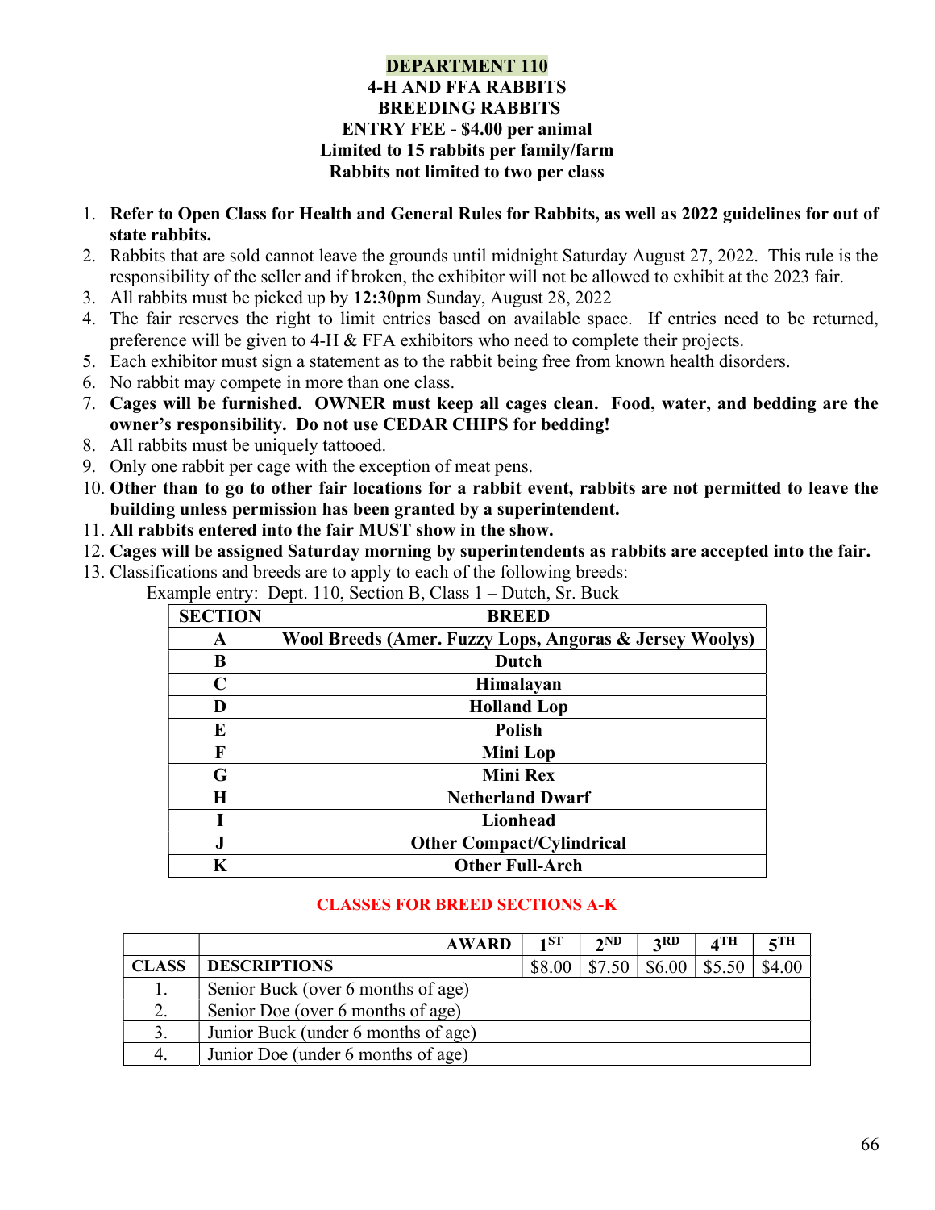# DEPARTMENT 110

## 4-H AND FFA RABBITS
## BREEDING RABBITS
## ENTRY FEE - $4.00 per animal
## Limited to 15 rabbits per family/farm
## Rabbits not limited to two per class

1. **Refer to Open Class for Health and General Rules for Rabbits, as well as 2022 guidelines for out of state rabbits.**
2. Rabbits that are sold cannot leave the grounds until midnight Saturday August 27, 2022. This rule is the responsibility of the seller and if broken, the exhibitor will not be allowed to exhibit at the 2023 fair.
3. All rabbits must be picked up by **12:30pm** Sunday, August 28, 2022
4. The fair reserves the right to limit entries based on available space. If entries need to be returned, preference will be given to 4-H & FFA exhibitors who need to complete their projects.
5. Each exhibitor must sign a statement as to the rabbit being free from known health disorders.
6. No rabbit may compete in more than one class.
7. **Cages will be furnished. OWNER must keep all cages clean. Food, water, and bedding are the owner's responsibility. Do not use CEDAR CHIPS for bedding!**
8. All rabbits must be uniquely tattooed.
9. Only one rabbit per cage with the exception of meat pens.
10. **Other than to go to other fair locations for a rabbit event, rabbits are not permitted to leave the building unless permission has been granted by a superintendent.**
11. **All rabbits entered into the fair MUST show in the show.**
12. **Cages will be assigned Saturday morning by superintendents as rabbits are accepted into the fair.**
13. Classifications and breeds are to apply to each of the following breeds:

    Example entry: Dept. 110, Section B, Class 1 – Dutch, Sr. Buck

| SECTION | BREED |
|---|---|
| A | Wool Breeds (Amer. Fuzzy Lops, Angoras & Jersey Woolys) |
| B | Dutch |
| C | Himalayan |
| D | Holland Lop |
| E | Polish |
| F | Mini Lop |
| G | Mini Rex |
| H | Netherland Dwarf |
| I | Lionhead |
| J | Other Compact/Cylindrical |
| K | Other Full-Arch |

### CLASSES FOR BREED SECTIONS A-K

| | AWARD | 1ST | 2ND | 3RD | 4TH | 5TH |
|---|---|---|---|---|---|---|
| CLASS | DESCRIPTIONS | $8.00 | $7.50 | $6.00 | $5.50 | $4.00 |
| 1. | Senior Buck (over 6 months of age) | | | | | |
| 2. | Senior Doe (over 6 months of age) | | | | | |
| 3. | Junior Buck (under 6 months of age) | | | | | |
| 4. | Junior Doe (under 6 months of age) | | | | | |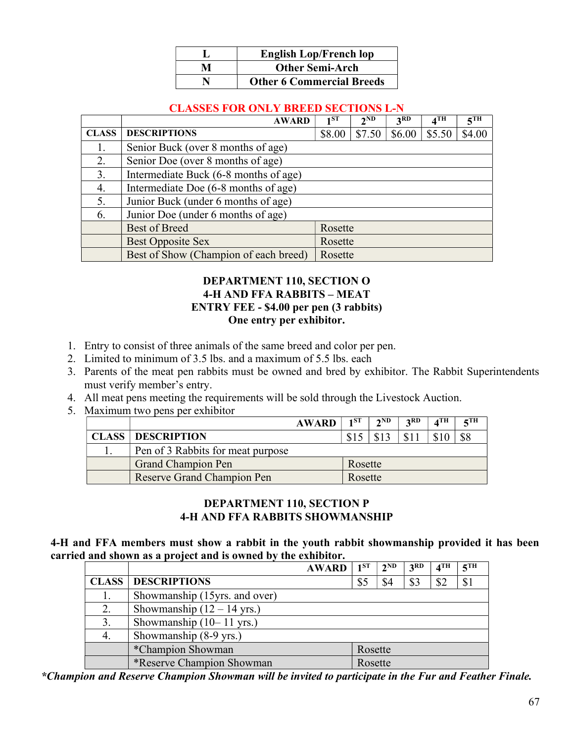| | |
|---|---|
| L | English Lop/French lop |
| M | Other Semi-Arch |
| N | Other 6 Commercial Breeds |

**CLASSES FOR ONLY BREED SECTIONS L-N**

| | AWARD | 1ST | 2ND | 3RD | 4TH | 5TH |
|---|---|---|---|---|---|---|
| CLASS | DESCRIPTIONS | $8.00 | $7.50 | $6.00 | $5.50 | $4.00 |
| 1. | Senior Buck (over 8 months of age) | | | | | |
| 2. | Senior Doe (over 8 months of age) | | | | | |
| 3. | Intermediate Buck (6-8 months of age) | | | | | |
| 4. | Intermediate Doe (6-8 months of age) | | | | | |
| 5. | Junior Buck (under 6 months of age) | | | | | |
| 6. | Junior Doe (under 6 months of age) | | | | | |
| | Best of Breed | Rosette | | | | |
| | Best Opposite Sex | Rosette | | | | |
| | Best of Show (Champion of each breed) | Rosette | | | | |

**DEPARTMENT 110, SECTION O**
**4-H AND FFA RABBITS – MEAT**
**ENTRY FEE - $4.00 per pen (3 rabbits)**
**One entry per exhibitor.**

1. Entry to consist of three animals of the same breed and color per pen.
2. Limited to minimum of 3.5 lbs. and a maximum of 5.5 lbs. each
3. Parents of the meat pen rabbits must be owned and bred by exhibitor. The Rabbit Superintendents must verify member's entry.
4. All meat pens meeting the requirements will be sold through the Livestock Auction.
5. Maximum two pens per exhibitor

| | AWARD | 1ST | 2ND | 3RD | 4TH | 5TH |
|---|---|---|---|---|---|---|
| CLASS | DESCRIPTION | $15 | $13 | $11 | $10 | $8 |
| 1. | Pen of 3 Rabbits for meat purpose | | | | | |
| | Grand Champion Pen | Rosette | | | | |
| | Reserve Grand Champion Pen | Rosette | | | | |

**DEPARTMENT 110, SECTION P**
**4-H AND FFA RABBITS SHOWMANSHIP**

**4-H and FFA members must show a rabbit in the youth rabbit showmanship provided it has been carried and shown as a project and is owned by the exhibitor.**

| | AWARD | 1ST | 2ND | 3RD | 4TH | 5TH |
|---|---|---|---|---|---|---|
| CLASS | DESCRIPTIONS | $5 | $4 | $3 | $2 | $1 |
| 1. | Showmanship (15yrs. and over) | | | | | |
| 2. | Showmanship (12 – 14 yrs.) | | | | | |
| 3. | Showmanship (10– 11 yrs.) | | | | | |
| 4. | Showmanship (8-9 yrs.) | | | | | |
| | *Champion Showman | Rosette | | | | |
| | *Reserve Champion Showman | Rosette | | | | |

***Champion and Reserve Champion Showman will be invited to participate in the Fur and Feather Finale.***